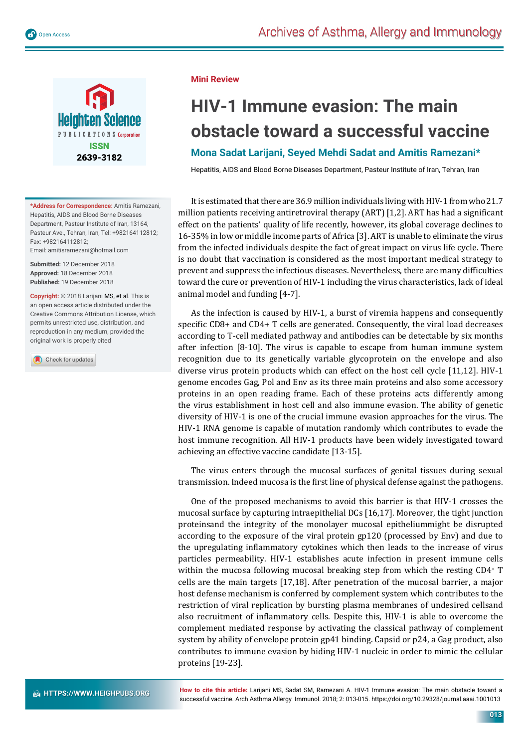Mini Review

# HIV-1 Immune evasion: The main obstacle toward a successful vaccine

**Mona Sadat Larijani, Seyed Mehdi Sadat and Amitis Ramezani***

Hepatitis, AIDS and Blood Borne Diseases Department, Pasteur Institute of Iran, Tehran, Iran

**\*Address for Correspondence:** Amitis Ramezani, Hepatitis, AIDS and Blood Borne Diseases Department, Pasteur Institute of Iran, 13164, Pasteur Ave., Tehran, Iran, Tel: +982164112812; Fax: +982164112812; Email: amitisramezani@hotmail.com

**Submitted:** 12 December 2018
**Approved:** 18 December 2018
**Published:** 19 December 2018

**Copyright:** © 2018 Larijani MS, et al. This is an open access article distributed under the Creative Commons Attribution License, which permits unrestricted use, distribution, and reproduction in any medium, provided the original work is properly cited

It is estimated that there are 36.9 million individuals living with HIV-1 from who 21.7 million patients receiving antiretroviral therapy (ART) [1,2]. ART has had a significant effect on the patients' quality of life recently, however, its global coverage declines to 16-35% in low or middle income parts of Africa [3]. ART is unable to eliminate the virus from the infected individuals despite the fact of great impact on virus life cycle. There is no doubt that vaccination is considered as the most important medical strategy to prevent and suppress the infectious diseases. Nevertheless, there are many difficulties toward the cure or prevention of HIV-1 including the virus characteristics, lack of ideal animal model and funding [4-7].

As the infection is caused by HIV-1, a burst of viremia happens and consequently specific CD8+ and CD4+ T cells are generated. Consequently, the viral load decreases according to T-cell mediated pathway and antibodies can be detectable by six months after infection [8-10]. The virus is capable to escape from human immune system recognition due to its genetically variable glycoprotein on the envelope and also diverse virus protein products which can effect on the host cell cycle [11,12]. HIV-1 genome encodes Gag, Pol and Env as its three main proteins and also some accessory proteins in an open reading frame. Each of these proteins acts differently among the virus establishment in host cell and also immune evasion. The ability of genetic diversity of HIV-1 is one of the crucial immune evasion approaches for the virus. The HIV-1 RNA genome is capable of mutation randomly which contributes to evade the host immune recognition. All HIV-1 products have been widely investigated toward achieving an effective vaccine candidate [13-15].

The virus enters through the mucosal surfaces of genital tissues during sexual transmission. Indeed mucosa is the first line of physical defense against the pathogens.

One of the proposed mechanisms to avoid this barrier is that HIV-1 crosses the mucosal surface by capturing intraepithelial DCs [16,17]. Moreover, the tight junction proteinsand the integrity of the monolayer mucosal epitheliummight be disrupted according to the exposure of the viral protein gp120 (processed by Env) and due to the upregulating inflammatory cytokines which then leads to the increase of virus particles permeability. HIV-1 establishes acute infection in present immune cells within the mucosa following mucosal breaking step from which the resting $CD4^+$ T cells are the main targets [17,18]. After penetration of the mucosal barrier, a major host defense mechanism is conferred by complement system which contributes to the restriction of viral replication by bursting plasma membranes of undesired cellsand also recruitment of inflammatory cells. Despite this, HIV-1 is able to overcome the complement mediated response by activating the classical pathway of complement system by ability of envelope protein gp41 binding. Capsid or p24, a Gag product, also contributes to immune evasion by hiding HIV-1 nucleic in order to mimic the cellular proteins [19-23].

**How to cite this article:** Larijani MS, Sadat SM, Ramezani A. HIV-1 Immune evasion: The main obstacle toward a successful vaccine. Arch Asthma Allergy Immunol. 2018; 2: 013-015. https://doi.org/10.29328/journal.aaai.1001013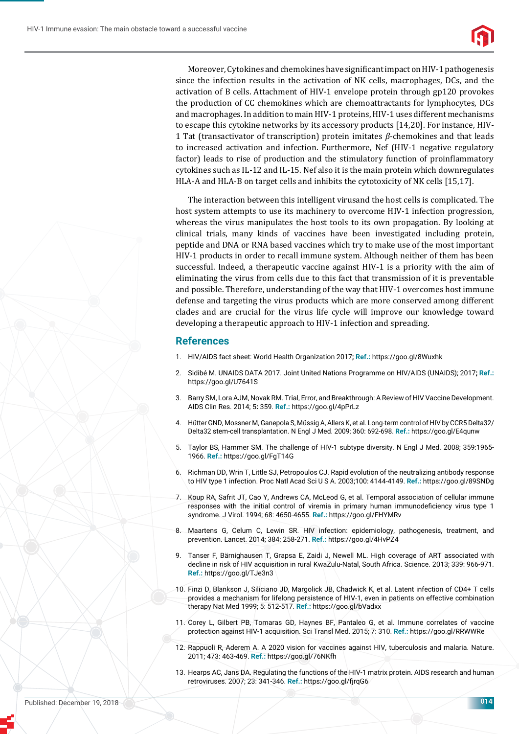Moreover, Cytokines and chemokines have significant impact on HIV-1 pathogenesis since the infection results in the activation of NK cells, macrophages, DCs, and the activation of B cells. Attachment of HIV-1 envelope protein through gp120 provokes the production of CC chemokines which are chemoattractants for lymphocytes, DCs and macrophages. In addition to main HIV-1 proteins, HIV-1 uses different mechanisms to escape this cytokine networks by its accessory products [14,20]. For instance, HIV-1 Tat (transactivator of transcription) protein imitates $\beta$-chemokines and that leads to increased activation and infection. Furthermore, Nef (HIV-1 negative regulatory factor) leads to rise of production and the stimulatory function of proinflammatory cytokines such as IL-12 and IL-15. Nef also it is the main protein which downregulates HLA-A and HLA-B on target cells and inhibits the cytotoxicity of NK cells [15,17].

The interaction between this intelligent virusand the host cells is complicated. The host system attempts to use its machinery to overcome HIV-1 infection progression, whereas the virus manipulates the host tools to its own propagation. By looking at clinical trials, many kinds of vaccines have been investigated including protein, peptide and DNA or RNA based vaccines which try to make use of the most important HIV-1 products in order to recall immune system. Although neither of them has been successful. Indeed, a therapeutic vaccine against HIV-1 is a priority with the aim of eliminating the virus from cells due to this fact that transmission of it is preventable and possible. Therefore, understanding of the way that HIV-1 overcomes host immune defense and targeting the virus products which are more conserved among different clades and are crucial for the virus life cycle will improve our knowledge toward developing a therapeutic approach to HIV-1 infection and spreading.

## References

1. HIV/AIDS fact sheet: World Health Organization 2017; **Ref.:** https://goo.gl/8Wuxhk
2. Sidibé M. UNAIDS DATA 2017. Joint United Nations Programme on HIV/AIDS (UNAIDS); 2017; **Ref.:** https://goo.gl/U7641S
3. Barry SM, Lora AJM, Novak RM. Trial, Error, and Breakthrough: A Review of HIV Vaccine Development. AIDS Clin Res. 2014; 5: 359. **Ref.:** https://goo.gl/4pPrLz
4. Hütter GND, Mossner M, Ganepola S, Müssig A, Allers K, et al. Long-term control of HIV by CCR5 Delta32/Delta32 stem-cell transplantation. N Engl J Med. 2009; 360: 692-698. **Ref.:** https://goo.gl/E4qunw
5. Taylor BS, Hammer SM. The challenge of HIV-1 subtype diversity. N Engl J Med. 2008; 359:1965-1966. **Ref.:** https://goo.gl/FgT14G
6. Richman DD, Wrin T, Little SJ, Petropoulos CJ. Rapid evolution of the neutralizing antibody response to HIV type 1 infection. Proc Natl Acad Sci U S A. 2003;100: 4144-4149. **Ref.:** https://goo.gl/89SNDg
7. Koup RA, Safrit JT, Cao Y, Andrews CA, McLeod G, et al. Temporal association of cellular immune responses with the initial control of viremia in primary human immunodeficiency virus type 1 syndrome. J Virol. 1994; 68: 4650-4655. **Ref.:** https://goo.gl/FHYMRv
8. Maartens G, Celum C, Lewin SR. HIV infection: epidemiology, pathogenesis, treatment, and prevention. Lancet. 2014; 384: 258-271. **Ref.:** https://goo.gl/4HvPZ4
9. Tanser F, Bärnighausen T, Grapsa E, Zaidi J, Newell ML. High coverage of ART associated with decline in risk of HIV acquisition in rural KwaZulu-Natal, South Africa. Science. 2013; 339: 966-971. **Ref.:** https://goo.gl/TJe3n3
10. Finzi D, Blankson J, Siliciano JD, Margolick JB, Chadwick K, et al. Latent infection of CD4+ T cells provides a mechanism for lifelong persistence of HIV-1, even in patients on effective combination therapy Nat Med 1999; 5: 512-517. **Ref.:** https://goo.gl/bVadxx
11. Corey L, Gilbert PB, Tomaras GD, Haynes BF, Pantaleo G, et al. Immune correlates of vaccine protection against HIV-1 acquisition. Sci Transl Med. 2015; 7: 310. **Ref.:** https://goo.gl/RRWWRe
12. Rappuoli R, Aderem A. A 2020 vision for vaccines against HIV, tuberculosis and malaria. Nature. 2011; 473: 463-469. **Ref.:** https://goo.gl/76NKfh
13. Hearps AC, Jans DA. Regulating the functions of the HIV-1 matrix protein. AIDS research and human retroviruses. 2007; 23: 341-346. **Ref.:** https://goo.gl/fjrqG6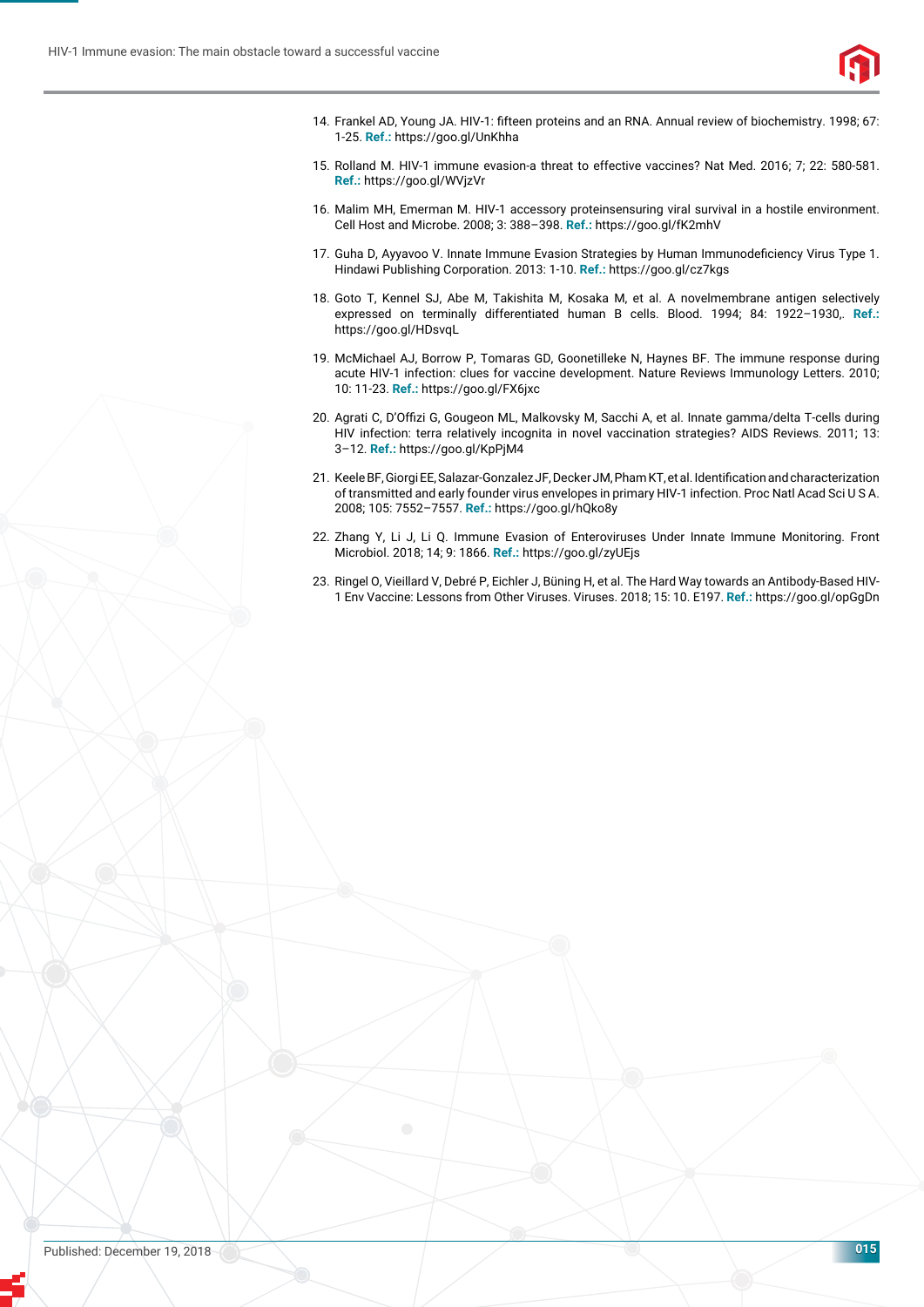14. Frankel AD, Young JA. HIV-1: fifteen proteins and an RNA. Annual review of biochemistry. 1998; 67: 1-25. **Ref.:** https://goo.gl/UnKhha

15. Rolland M. HIV-1 immune evasion-a threat to effective vaccines? Nat Med. 2016; 7; 22: 580-581. **Ref.:** https://goo.gl/WVjzVr

16. Malim MH, Emerman M. HIV-1 accessory proteinsensuring viral survival in a hostile environment. Cell Host and Microbe. 2008; 3: 388–398. **Ref.:** https://goo.gl/fK2mhV

17. Guha D, Ayyavoo V. Innate Immune Evasion Strategies by Human Immunodeficiency Virus Type 1. Hindawi Publishing Corporation. 2013: 1-10. **Ref.:** https://goo.gl/cz7kgs

18. Goto T, Kennel SJ, Abe M, Takishita M, Kosaka M, et al. A novelmembrane antigen selectively expressed on terminally differentiated human B cells. Blood. 1994; 84: 1922–1930,. **Ref.:** https://goo.gl/HDsvqL

19. McMichael AJ, Borrow P, Tomaras GD, Goonetilleke N, Haynes BF. The immune response during acute HIV-1 infection: clues for vaccine development. Nature Reviews Immunology Letters. 2010; 10: 11-23. **Ref.:** https://goo.gl/FX6jxc

20. Agrati C, D'Offizi G, Gougeon ML, Malkovsky M, Sacchi A, et al. Innate gamma/delta T-cells during HIV infection: terra relatively incognita in novel vaccination strategies? AIDS Reviews. 2011; 13: 3–12. **Ref.:** https://goo.gl/KpPjM4

21. Keele BF, Giorgi EE, Salazar-Gonzalez JF, Decker JM, Pham KT, et al. Identification and characterization of transmitted and early founder virus envelopes in primary HIV-1 infection. Proc Natl Acad Sci U S A. 2008; 105: 7552–7557. **Ref.:** https://goo.gl/hQko8y

22. Zhang Y, Li J, Li Q. Immune Evasion of Enteroviruses Under Innate Immune Monitoring. Front Microbiol. 2018; 14; 9: 1866. **Ref.:** https://goo.gl/zyUEjs

23. Ringel O, Vieillard V, Debré P, Eichler J, Büning H, et al. The Hard Way towards an Antibody-Based HIV-1 Env Vaccine: Lessons from Other Viruses. Viruses. 2018; 15: 10. E197. **Ref.:** https://goo.gl/opGgDn